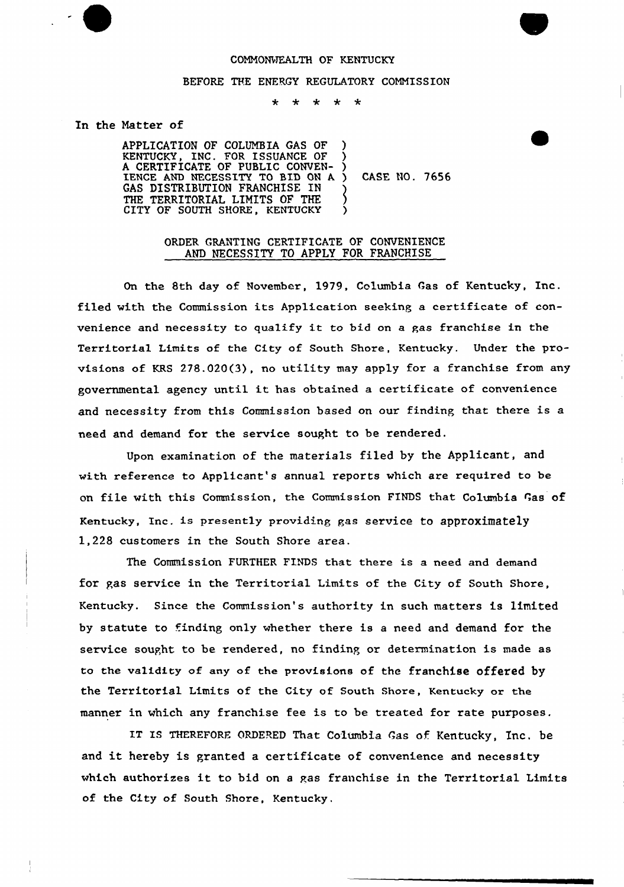COMMONWEALTH OF KENTUCKY

BEFORE THE ENERGY REGULATORY COMMISSION

\* \* \* \* \*

In the Matter of

APPLICATION OF COLUMBIA GAS OF KENTUCKY, INC. FOR ISSUANCE OF A CERTIFICATE OF PUBLIC CONVENIENCE AND NECESSITY TO BID ON A GAS DISTRIBUTION FRANCHISE IN THE TERRITORIAL LIMITS OF THE CITY OF SOUTH SHORE, KENTUCKY ) CASE NO. 7656

## ORDER GRANTING CERTIFICATE OF CONVENIENCE AND NECESSITY TO APPLY FOR FRANCHISE

On the 8th day of November, 1979, Columbia Gas of Kentucky, Inc. filed with the Commission its Application seeking a certificate of convenience and necessity to qualify it to bid on a gas franchise in the Territorial Limits of the City of South Shore, Kentucky. Under the provisions of KRS 278.020(3), no utility may apply for a franchise from any governmental agency until it has obtained a certificate of convenience and necessity from this Commission based on our finding that there is a need and demand for the service sought to be rendered.

Upon examination of the materials filed by the Applicant, and with reference to Applicant's annual reports which are required to be on file with this Commission, the Commission FINDS that Columbia Gas of Kentucky, Inc. is presently providing gas service to approximately 1,228 customers in the South Shore area.

The Commission FURTHER FINDS that there is a need and demand for gas service in the Territorial Limits of the City of South Shore, Kentucky. Since the Commission's authority in such matters is limited by statute to finding only whether there is a need and demand for the service sought to be rendered, no finding or determination is made as to the validity of any of the provisions of the franchise offered by the Territorial Limits of the City of South Shore, Kentucky or the manner in which any franchise fee is to be treated for rate purposes.

IT IS THEREFORE ORDERED That Columbia Gas of Kentucky, Inc. be and it hereby is granted a certificate of convenience and necessity which authorizes it to bid on a gas franchise in the Territorial Limits of the City of South Shore, Kentucky.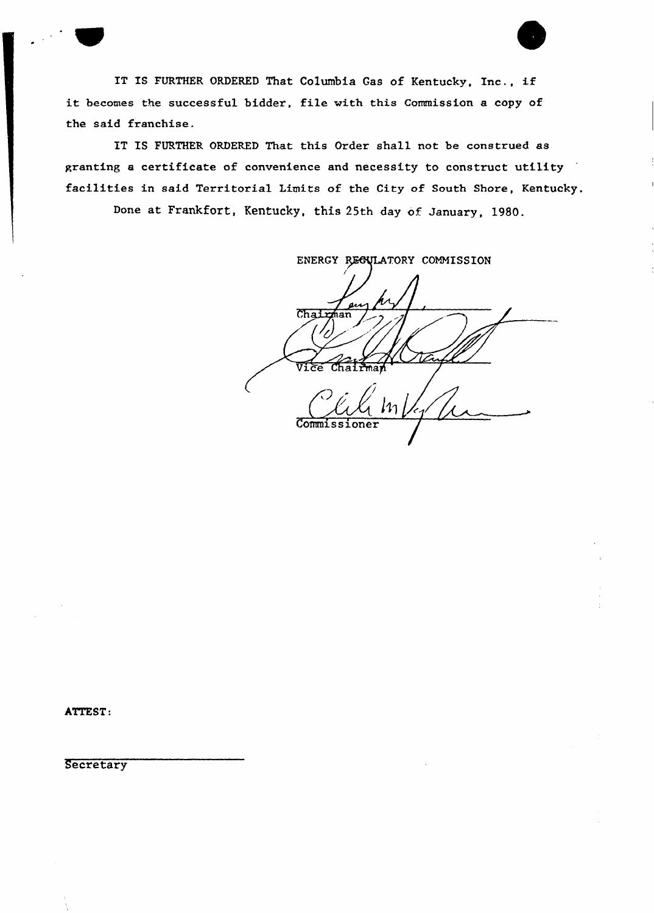IT IS FURTHER ORDERED That Columbia Gas of Kentucky, Inc., if it becomes the successful bidder, file with this Commission a copy of the said franchise.

IT IS FURTHER ORDERED That this Order shall not be construed as granting a certificate of convenience and necessity to construct utility facilities in said Territorial Limits of the City of South Shore, Kentucky.

Done at Frankfort, Kentucky, this 25th day of January, 1980.

ENERGY REGULATORY COMMISSION

Chairman

Vice Chairman

Commissioner

ATTEST:

Secretary